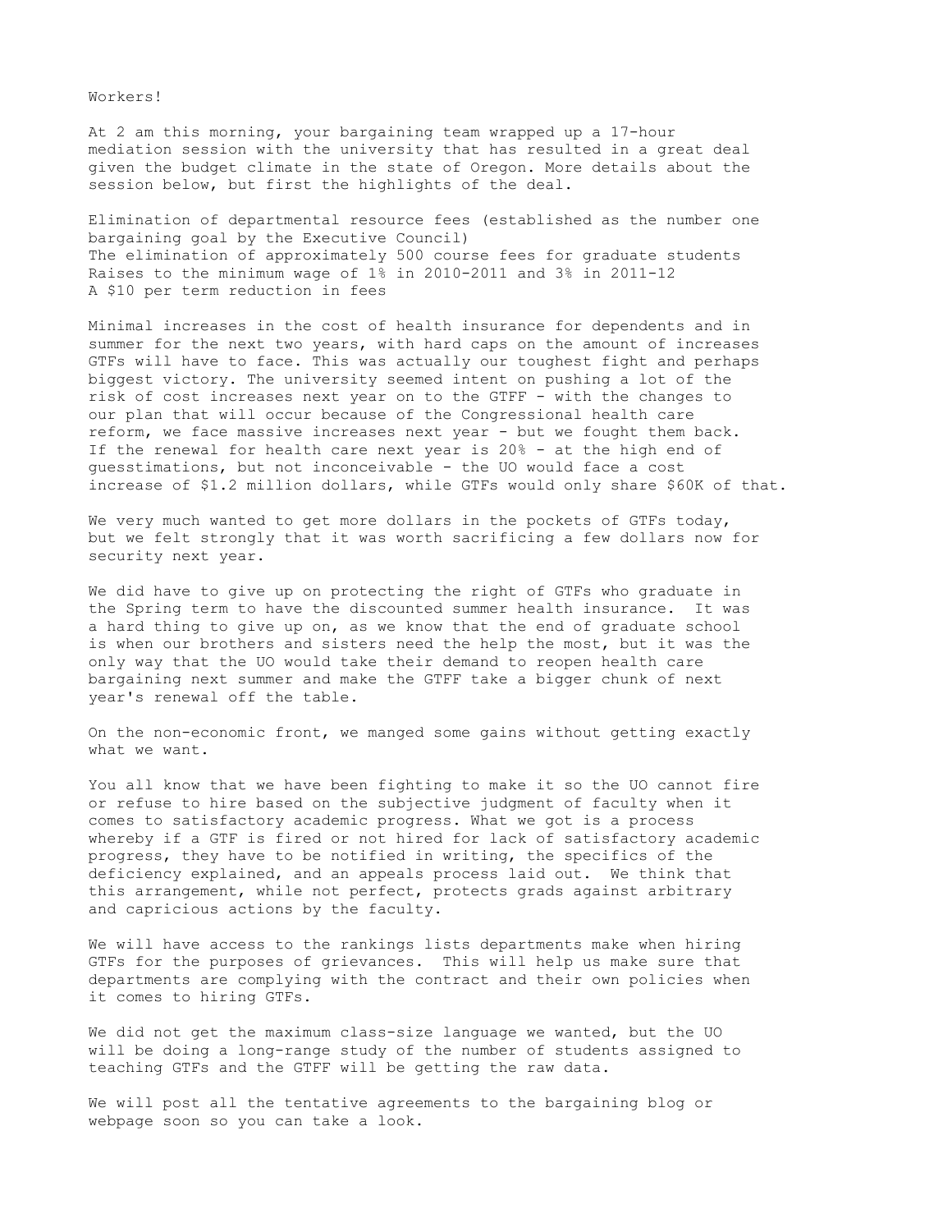Workers!

At 2 am this morning, your bargaining team wrapped up a 17-hour mediation session with the university that has resulted in a great deal given the budget climate in the state of Oregon. More details about the session below, but first the highlights of the deal.

Elimination of departmental resource fees (established as the number one bargaining goal by the Executive Council)
The elimination of approximately 500 course fees for graduate students
Raises to the minimum wage of 1% in 2010-2011 and 3% in 2011-12
A $10 per term reduction in fees

Minimal increases in the cost of health insurance for dependents and in summer for the next two years, with hard caps on the amount of increases GTFs will have to face. This was actually our toughest fight and perhaps biggest victory. The university seemed intent on pushing a lot of the risk of cost increases next year on to the GTFF - with the changes to our plan that will occur because of the Congressional health care reform, we face massive increases next year - but we fought them back. If the renewal for health care next year is 20% - at the high end of guesstimations, but not inconceivable - the UO would face a cost increase of $1.2 million dollars, while GTFs would only share $60K of that.

We very much wanted to get more dollars in the pockets of GTFs today, but we felt strongly that it was worth sacrificing a few dollars now for security next year.

We did have to give up on protecting the right of GTFs who graduate in the Spring term to have the discounted summer health insurance. It was a hard thing to give up on, as we know that the end of graduate school is when our brothers and sisters need the help the most, but it was the only way that the UO would take their demand to reopen health care bargaining next summer and make the GTFF take a bigger chunk of next year's renewal off the table.

On the non-economic front, we manged some gains without getting exactly what we want.

You all know that we have been fighting to make it so the UO cannot fire or refuse to hire based on the subjective judgment of faculty when it comes to satisfactory academic progress. What we got is a process whereby if a GTF is fired or not hired for lack of satisfactory academic progress, they have to be notified in writing, the specifics of the deficiency explained, and an appeals process laid out. We think that this arrangement, while not perfect, protects grads against arbitrary and capricious actions by the faculty.

We will have access to the rankings lists departments make when hiring GTFs for the purposes of grievances. This will help us make sure that departments are complying with the contract and their own policies when it comes to hiring GTFs.

We did not get the maximum class-size language we wanted, but the UO will be doing a long-range study of the number of students assigned to teaching GTFs and the GTFF will be getting the raw data.

We will post all the tentative agreements to the bargaining blog or webpage soon so you can take a look.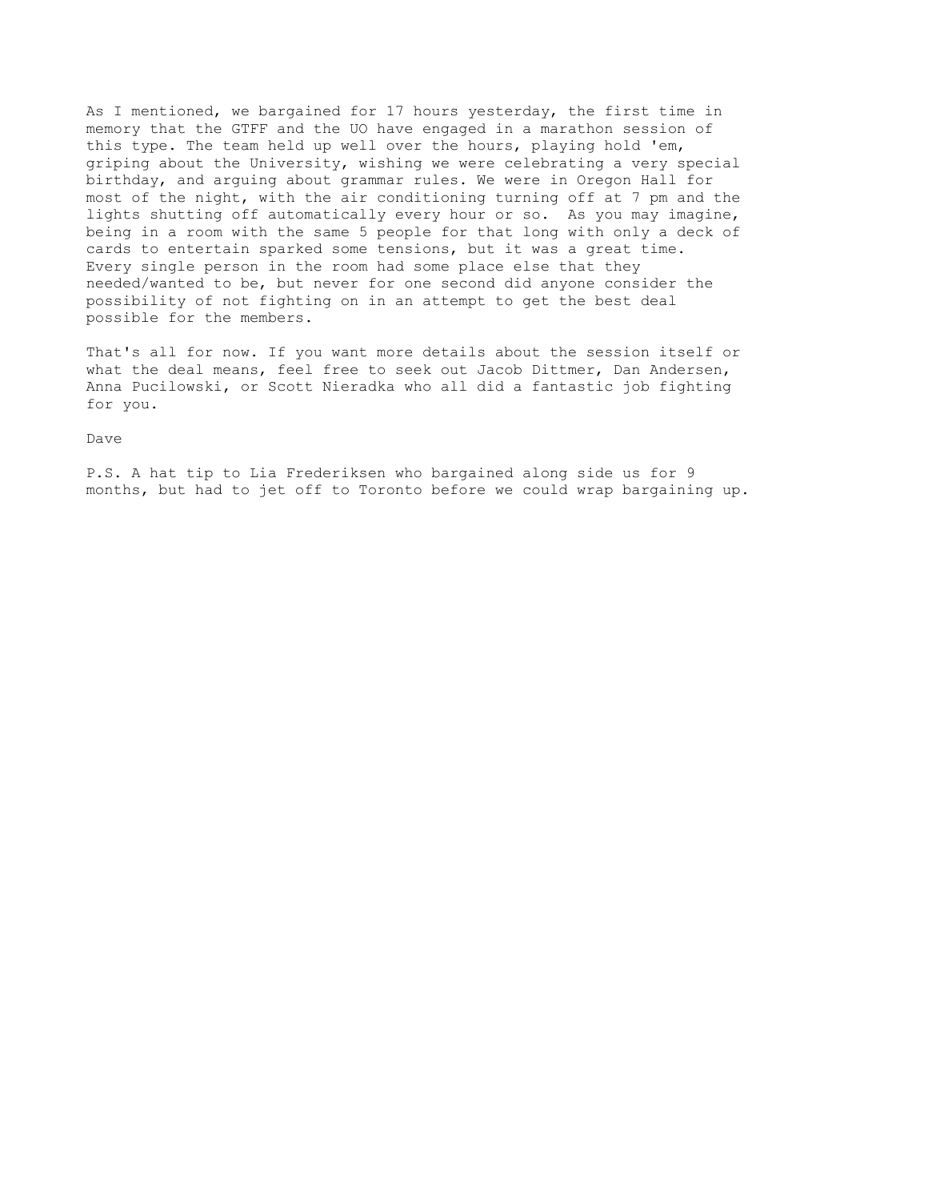As I mentioned, we bargained for 17 hours yesterday, the first time in memory that the GTFF and the UO have engaged in a marathon session of this type. The team held up well over the hours, playing hold 'em, griping about the University, wishing we were celebrating a very special birthday, and arguing about grammar rules. We were in Oregon Hall for most of the night, with the air conditioning turning off at 7 pm and the lights shutting off automatically every hour or so. As you may imagine, being in a room with the same 5 people for that long with only a deck of cards to entertain sparked some tensions, but it was a great time. Every single person in the room had some place else that they needed/wanted to be, but never for one second did anyone consider the possibility of not fighting on in an attempt to get the best deal possible for the members.

That's all for now. If you want more details about the session itself or what the deal means, feel free to seek out Jacob Dittmer, Dan Andersen, Anna Pucilowski, or Scott Nieradka who all did a fantastic job fighting for you.

Dave

P.S. A hat tip to Lia Frederiksen who bargained along side us for 9 months, but had to jet off to Toronto before we could wrap bargaining up.